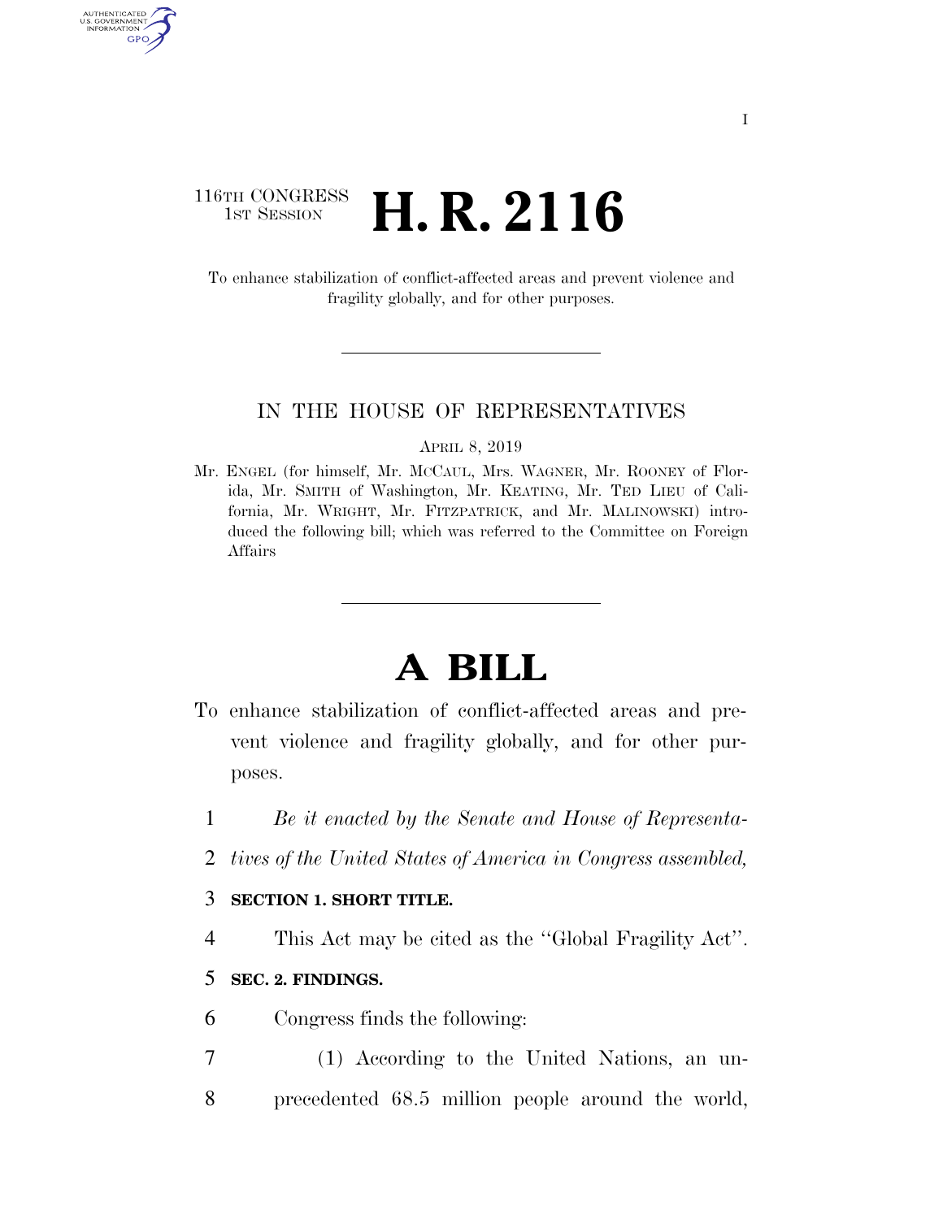116TH CONGRESS
1ST SESSION

# H. R. 2116

To enhance stabilization of conflict-affected areas and prevent violence and fragility globally, and for other purposes.

---

IN THE HOUSE OF REPRESENTATIVES

APRIL 8, 2019

Mr. ENGEL (for himself, Mr. MCCAUL, Mrs. WAGNER, Mr. ROONEY of Florida, Mr. SMITH of Washington, Mr. KEATING, Mr. TED LIEU of California, Mr. WRIGHT, Mr. FITZPATRICK, and Mr. MALINOWSKI) introduced the following bill; which was referred to the Committee on Foreign Affairs

---

# A BILL

To enhance stabilization of conflict-affected areas and prevent violence and fragility globally, and for other purposes.

1 *Be it enacted by the Senate and House of Representa-*
2 *tives of the United States of America in Congress assembled,*

3 **SECTION 1. SHORT TITLE.**

4 This Act may be cited as the ''Global Fragility Act''.

5 **SEC. 2. FINDINGS.**

6 Congress finds the following:

7 (1) According to the United Nations, an un-
8 precedented 68.5 million people around the world,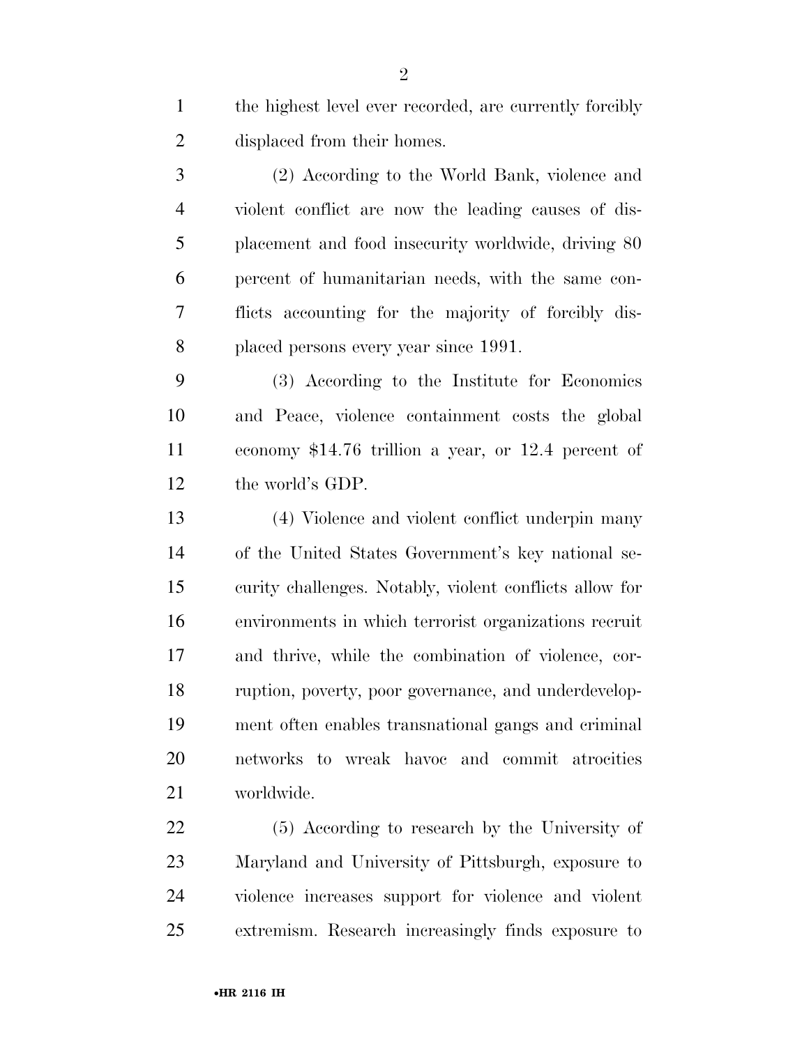the highest level ever recorded, are currently forcibly displaced from their homes.

(2) According to the World Bank, violence and violent conflict are now the leading causes of displacement and food insecurity worldwide, driving 80 percent of humanitarian needs, with the same conflicts accounting for the majority of forcibly displaced persons every year since 1991.

(3) According to the Institute for Economics and Peace, violence containment costs the global economy $14.76 trillion a year, or 12.4 percent of the world's GDP.

(4) Violence and violent conflict underpin many of the United States Government's key national security challenges. Notably, violent conflicts allow for environments in which terrorist organizations recruit and thrive, while the combination of violence, corruption, poverty, poor governance, and underdevelopment often enables transnational gangs and criminal networks to wreak havoc and commit atrocities worldwide.

(5) According to research by the University of Maryland and University of Pittsburgh, exposure to violence increases support for violence and violent extremism. Research increasingly finds exposure to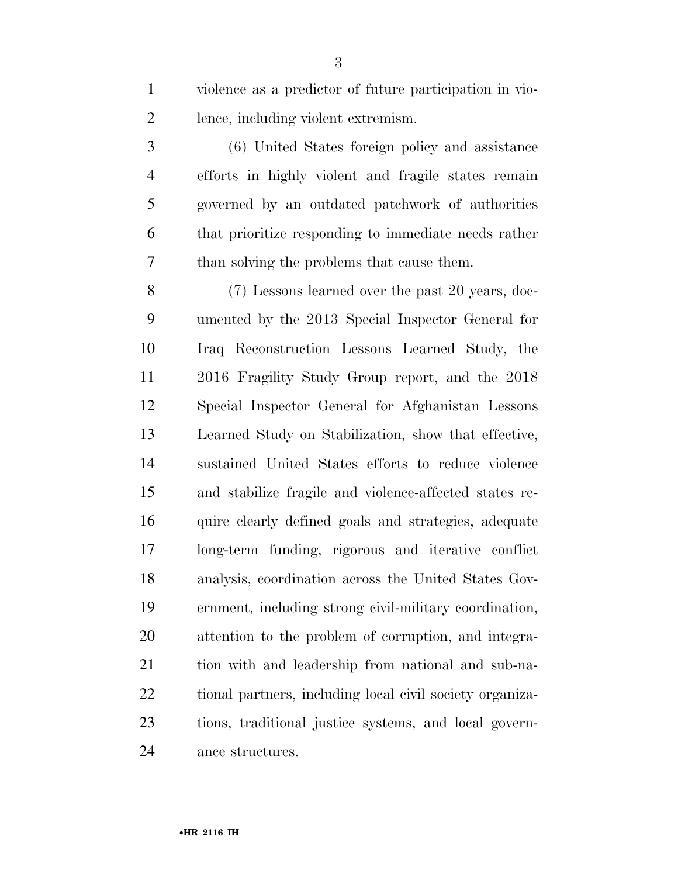violence as a predictor of future participation in violence, including violent extremism.

(6) United States foreign policy and assistance efforts in highly violent and fragile states remain governed by an outdated patchwork of authorities that prioritize responding to immediate needs rather than solving the problems that cause them.

(7) Lessons learned over the past 20 years, documented by the 2013 Special Inspector General for Iraq Reconstruction Lessons Learned Study, the 2016 Fragility Study Group report, and the 2018 Special Inspector General for Afghanistan Lessons Learned Study on Stabilization, show that effective, sustained United States efforts to reduce violence and stabilize fragile and violence-affected states require clearly defined goals and strategies, adequate long-term funding, rigorous and iterative conflict analysis, coordination across the United States Government, including strong civil-military coordination, attention to the problem of corruption, and integration with and leadership from national and sub-national partners, including local civil society organizations, traditional justice systems, and local governance structures.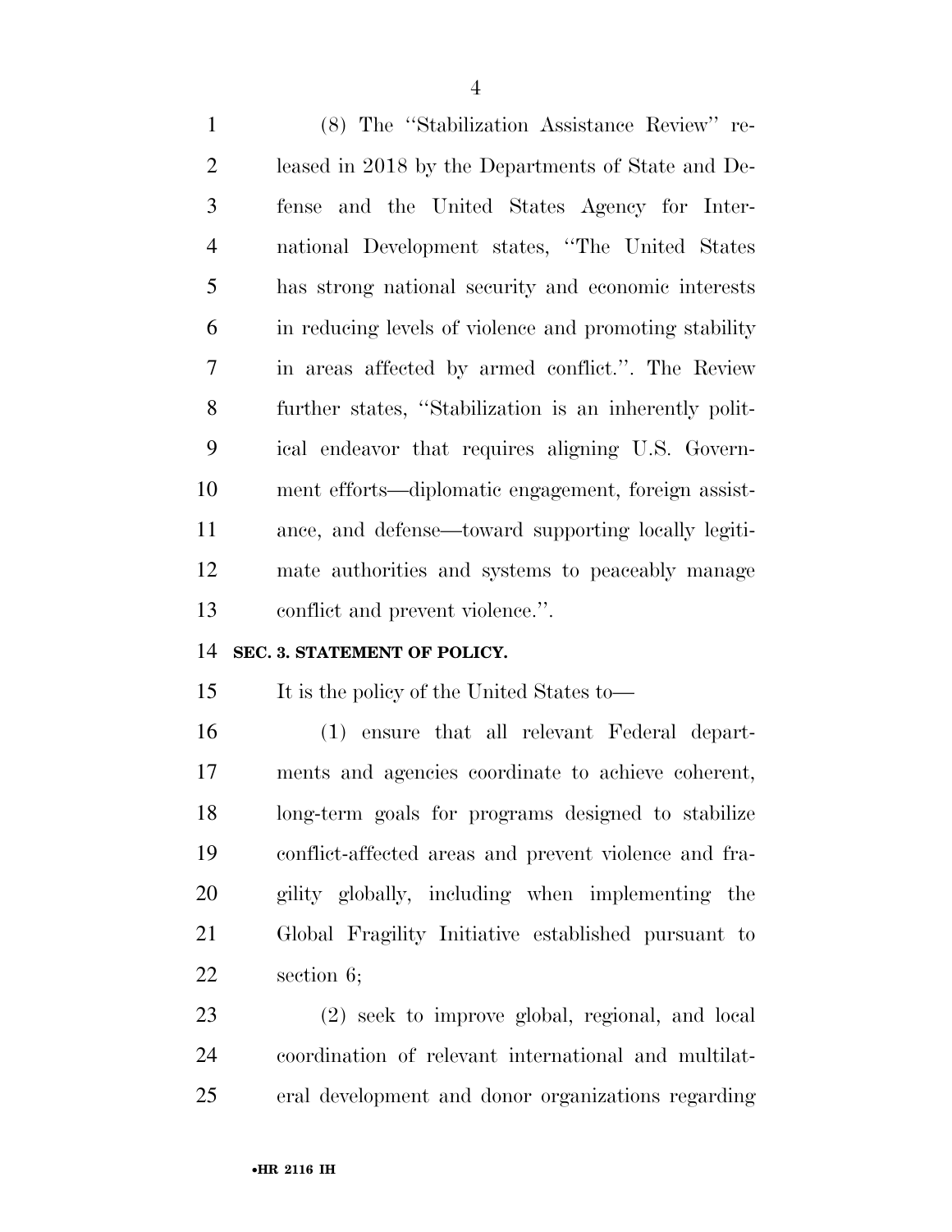(8) The "Stabilization Assistance Review" released in 2018 by the Departments of State and Defense and the United States Agency for International Development states, "The United States has strong national security and economic interests in reducing levels of violence and promoting stability in areas affected by armed conflict.". The Review further states, "Stabilization is an inherently political endeavor that requires aligning U.S. Government efforts—diplomatic engagement, foreign assistance, and defense—toward supporting locally legitimate authorities and systems to peaceably manage conflict and prevent violence.".

## SEC. 3. STATEMENT OF POLICY.

It is the policy of the United States to—

(1) ensure that all relevant Federal departments and agencies coordinate to achieve coherent, long-term goals for programs designed to stabilize conflict-affected areas and prevent violence and fragility globally, including when implementing the Global Fragility Initiative established pursuant to section 6;

(2) seek to improve global, regional, and local coordination of relevant international and multilateral development and donor organizations regarding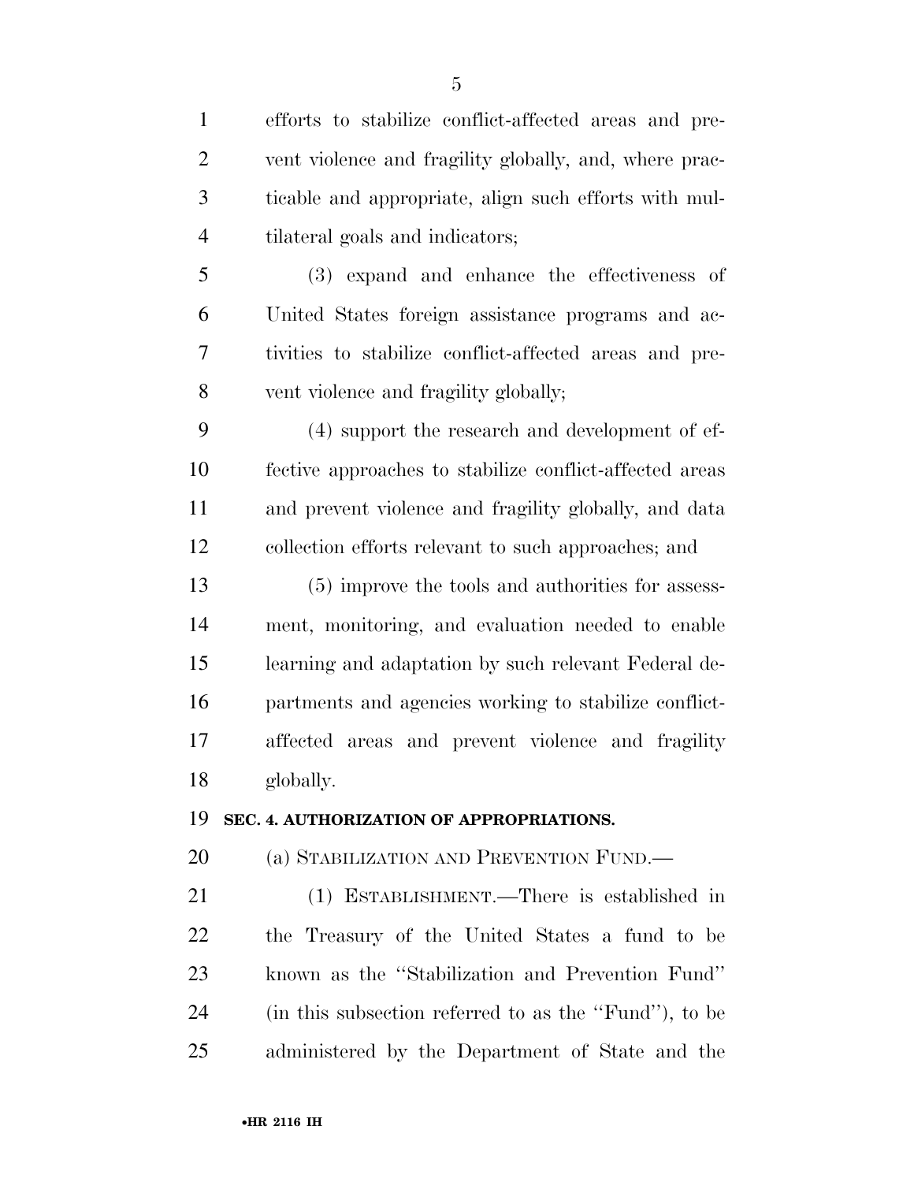efforts to stabilize conflict-affected areas and prevent violence and fragility globally, and, where practicable and appropriate, align such efforts with multilateral goals and indicators;

(3) expand and enhance the effectiveness of United States foreign assistance programs and activities to stabilize conflict-affected areas and prevent violence and fragility globally;

(4) support the research and development of effective approaches to stabilize conflict-affected areas and prevent violence and fragility globally, and data collection efforts relevant to such approaches; and

(5) improve the tools and authorities for assessment, monitoring, and evaluation needed to enable learning and adaptation by such relevant Federal departments and agencies working to stabilize conflict-affected areas and prevent violence and fragility globally.

**SEC. 4. AUTHORIZATION OF APPROPRIATIONS.**

(a) STABILIZATION AND PREVENTION FUND.—

(1) ESTABLISHMENT.—There is established in the Treasury of the United States a fund to be known as the ''Stabilization and Prevention Fund'' (in this subsection referred to as the ''Fund''), to be administered by the Department of State and the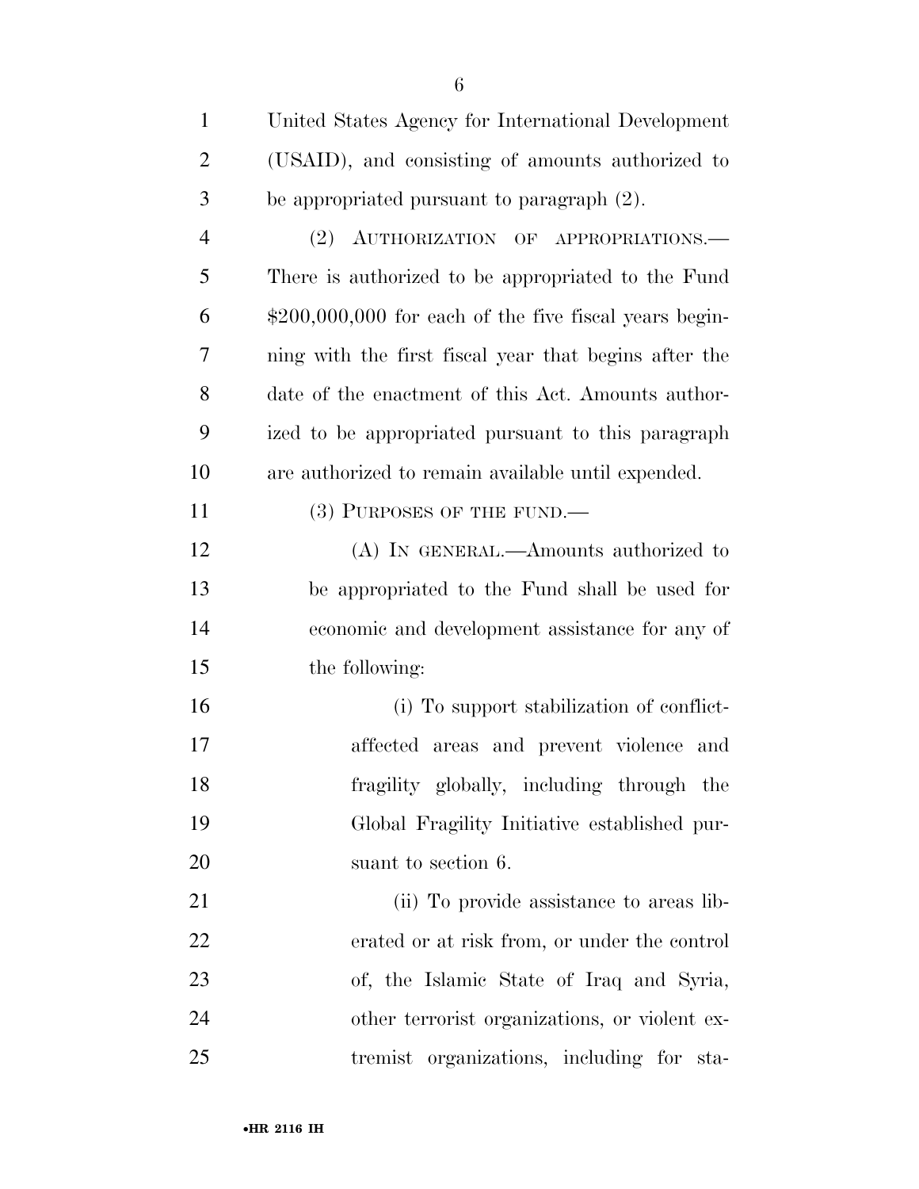United States Agency for International Development (USAID), and consisting of amounts authorized to be appropriated pursuant to paragraph (2).

(2) AUTHORIZATION OF APPROPRIATIONS.—There is authorized to be appropriated to the Fund $200,000,000 for each of the five fiscal years beginning with the first fiscal year that begins after the date of the enactment of this Act. Amounts authorized to be appropriated pursuant to this paragraph are authorized to remain available until expended.

(3) PURPOSES OF THE FUND.—

(A) IN GENERAL.—Amounts authorized to be appropriated to the Fund shall be used for economic and development assistance for any of the following:

(i) To support stabilization of conflict-affected areas and prevent violence and fragility globally, including through the Global Fragility Initiative established pursuant to section 6.

(ii) To provide assistance to areas liberated or at risk from, or under the control of, the Islamic State of Iraq and Syria, other terrorist organizations, or violent extremist organizations, including for sta-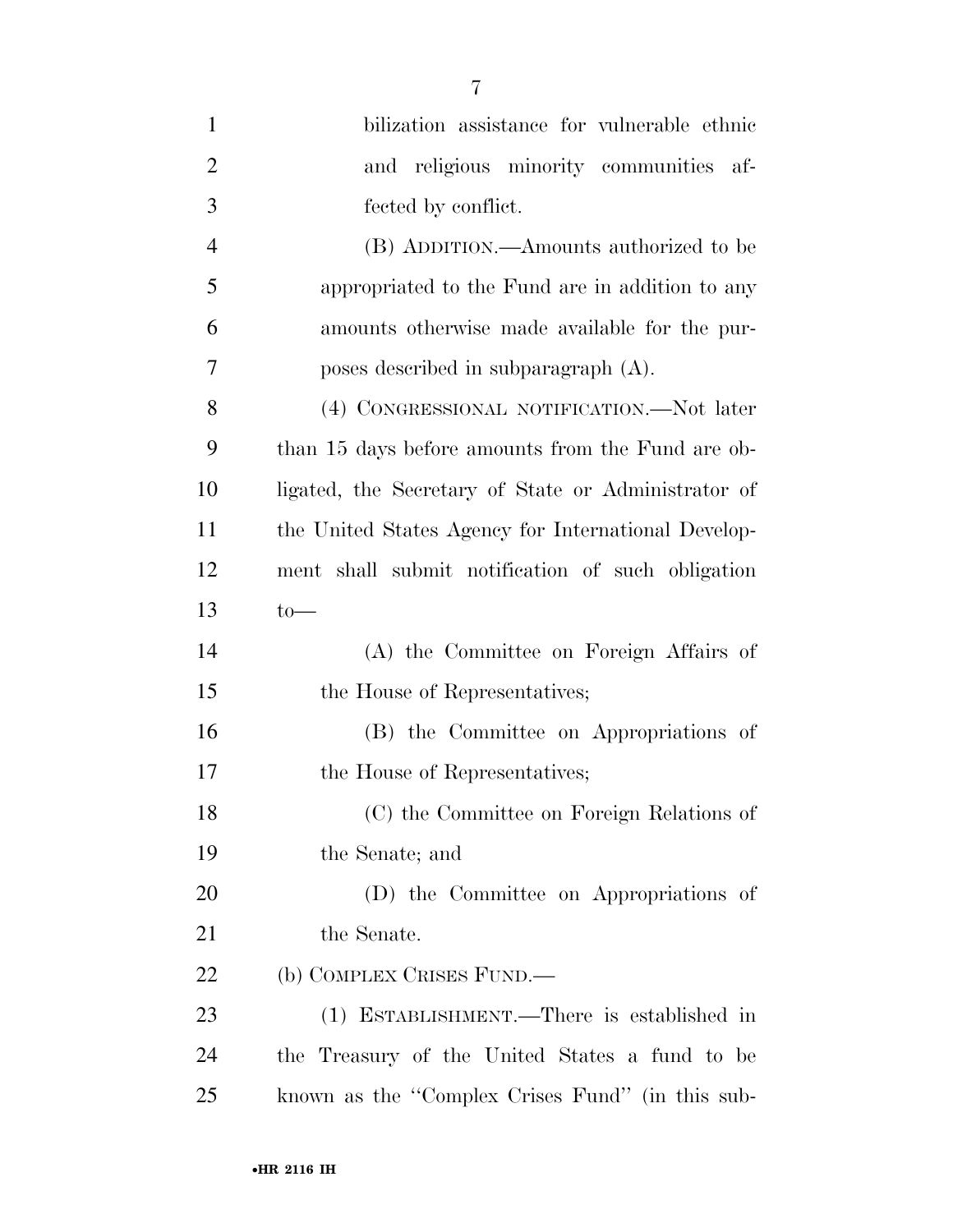bilization assistance for vulnerable ethnic and religious minority communities affected by conflict.

(B) ADDITION.—Amounts authorized to be appropriated to the Fund are in addition to any amounts otherwise made available for the purposes described in subparagraph (A).

(4) CONGRESSIONAL NOTIFICATION.—Not later than 15 days before amounts from the Fund are obligated, the Secretary of State or Administrator of the United States Agency for International Development shall submit notification of such obligation to—

(A) the Committee on Foreign Affairs of the House of Representatives;

(B) the Committee on Appropriations of the House of Representatives;

(C) the Committee on Foreign Relations of the Senate; and

(D) the Committee on Appropriations of the Senate.

(b) COMPLEX CRISES FUND.—

(1) ESTABLISHMENT.—There is established in the Treasury of the United States a fund to be known as the ''Complex Crises Fund'' (in this sub-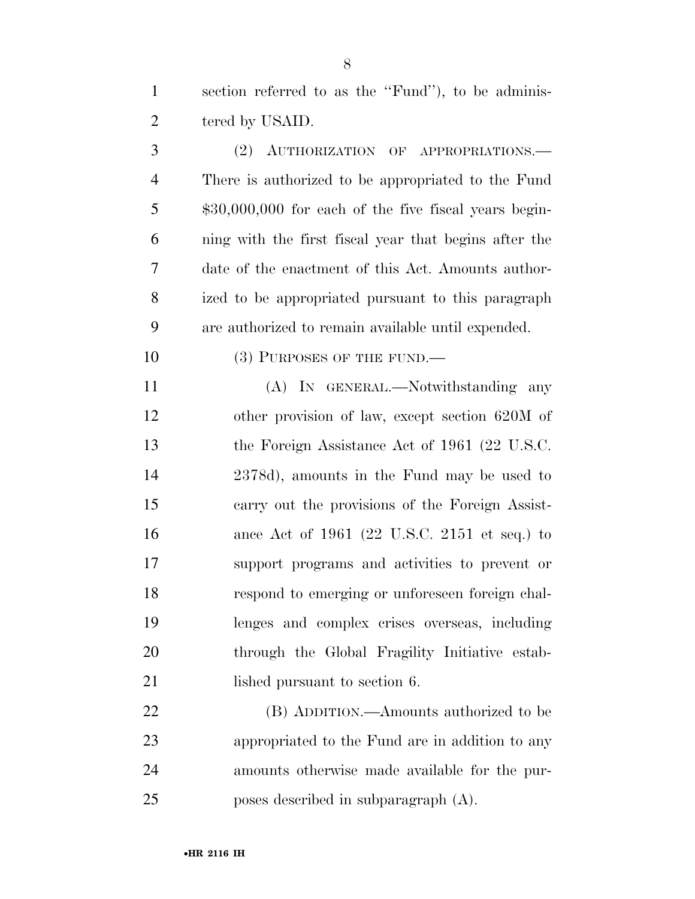section referred to as the ''Fund''), to be administered by USAID.

(2) AUTHORIZATION OF APPROPRIATIONS.—There is authorized to be appropriated to the Fund $30,000,000 for each of the five fiscal years beginning with the first fiscal year that begins after the date of the enactment of this Act. Amounts authorized to be appropriated pursuant to this paragraph are authorized to remain available until expended.

(3) PURPOSES OF THE FUND.—

(A) IN GENERAL.—Notwithstanding any other provision of law, except section 620M of the Foreign Assistance Act of 1961 (22 U.S.C. 2378d), amounts in the Fund may be used to carry out the provisions of the Foreign Assistance Act of 1961 (22 U.S.C. 2151 et seq.) to support programs and activities to prevent or respond to emerging or unforeseen foreign challenges and complex crises overseas, including through the Global Fragility Initiative established pursuant to section 6.

(B) ADDITION.—Amounts authorized to be appropriated to the Fund are in addition to any amounts otherwise made available for the purposes described in subparagraph (A).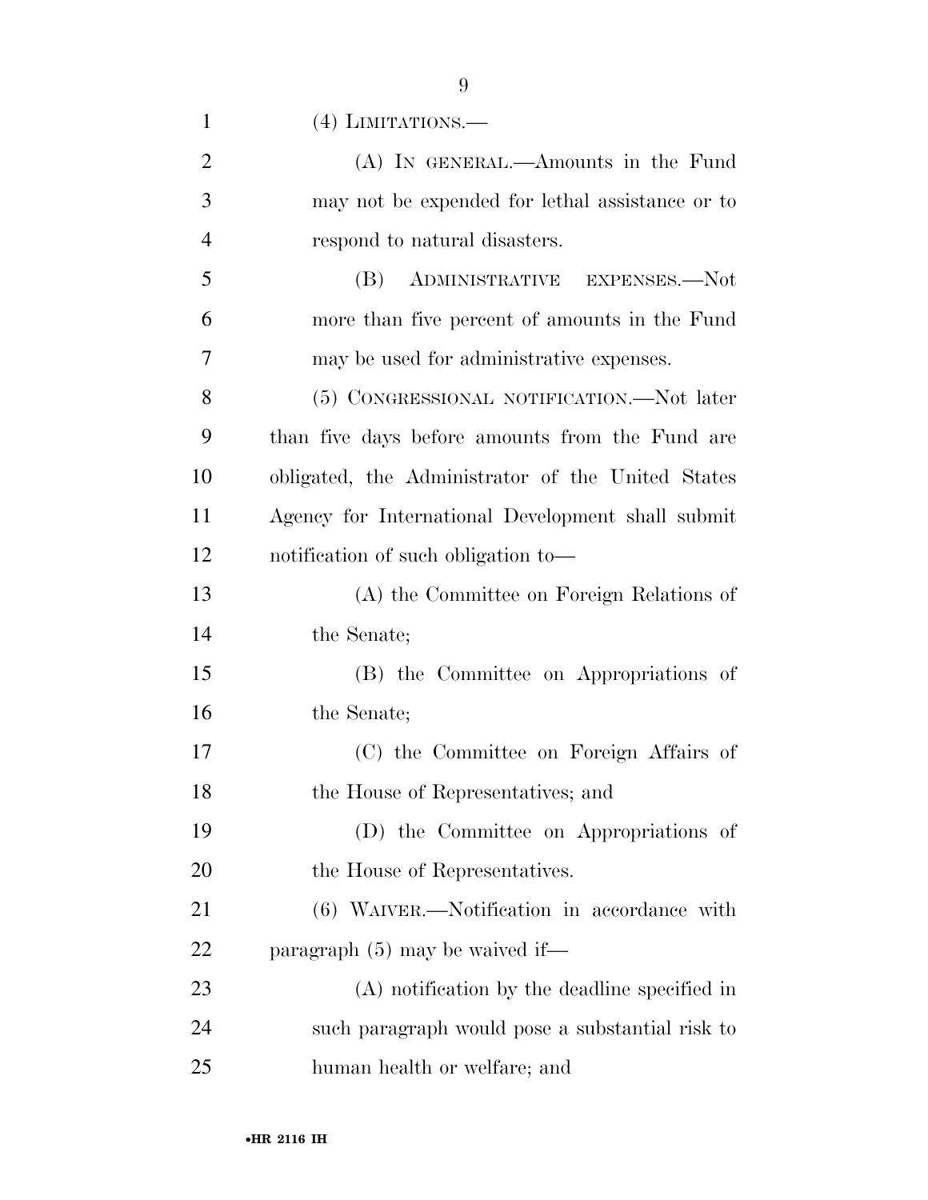(4) LIMITATIONS.—

(A) IN GENERAL.—Amounts in the Fund may not be expended for lethal assistance or to respond to natural disasters.

(B) ADMINISTRATIVE EXPENSES.—Not more than five percent of amounts in the Fund may be used for administrative expenses.

(5) CONGRESSIONAL NOTIFICATION.—Not later than five days before amounts from the Fund are obligated, the Administrator of the United States Agency for International Development shall submit notification of such obligation to—

(A) the Committee on Foreign Relations of the Senate;

(B) the Committee on Appropriations of the Senate;

(C) the Committee on Foreign Affairs of the House of Representatives; and

(D) the Committee on Appropriations of the House of Representatives.

(6) WAIVER.—Notification in accordance with paragraph (5) may be waived if—

(A) notification by the deadline specified in such paragraph would pose a substantial risk to human health or welfare; and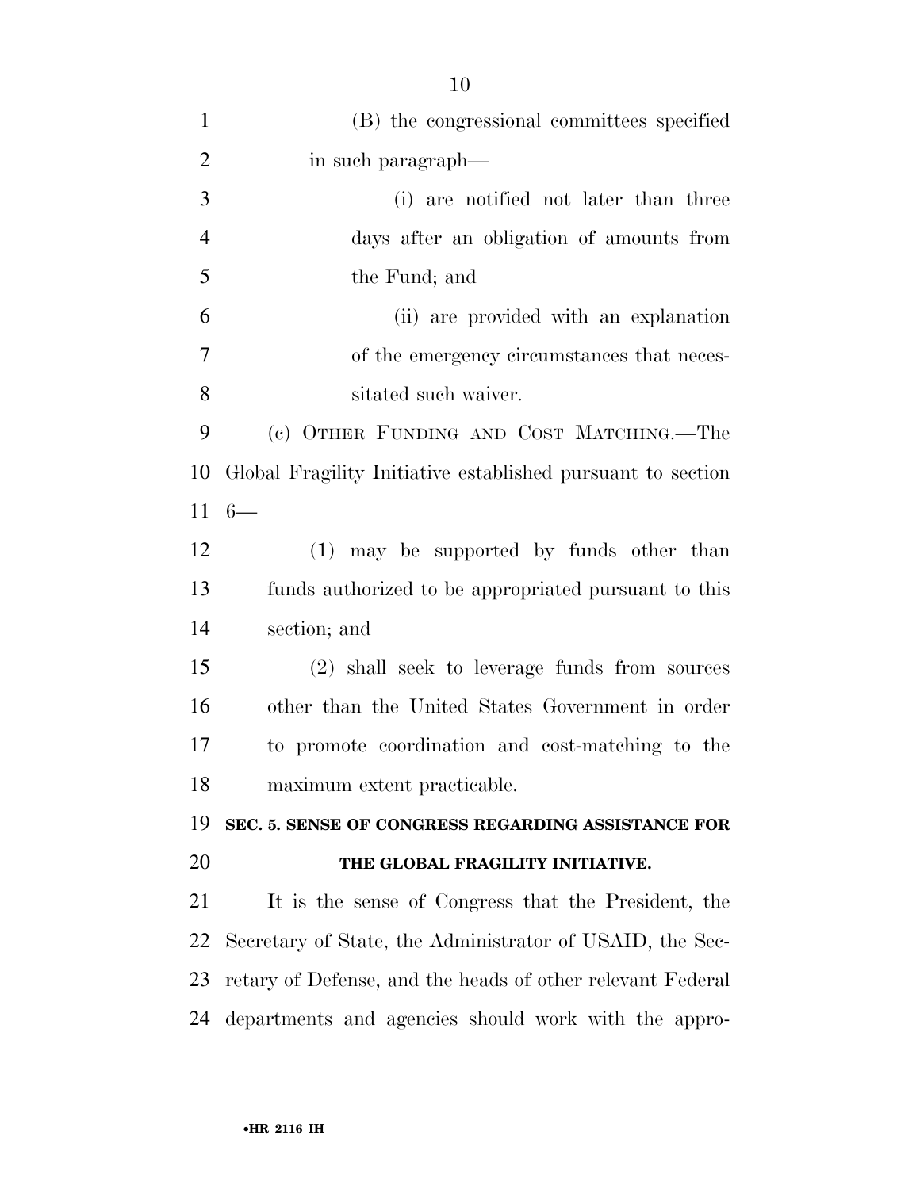(B) the congressional committees specified in such paragraph—

(i) are notified not later than three days after an obligation of amounts from the Fund; and

(ii) are provided with an explanation of the emergency circumstances that necessitated such waiver.

(c) OTHER FUNDING AND COST MATCHING.—The Global Fragility Initiative established pursuant to section 6—

(1) may be supported by funds other than funds authorized to be appropriated pursuant to this section; and

(2) shall seek to leverage funds from sources other than the United States Government in order to promote coordination and cost-matching to the maximum extent practicable.

## SEC. 5. SENSE OF CONGRESS REGARDING ASSISTANCE FOR THE GLOBAL FRAGILITY INITIATIVE.

It is the sense of Congress that the President, the Secretary of State, the Administrator of USAID, the Secretary of Defense, and the heads of other relevant Federal departments and agencies should work with the appro-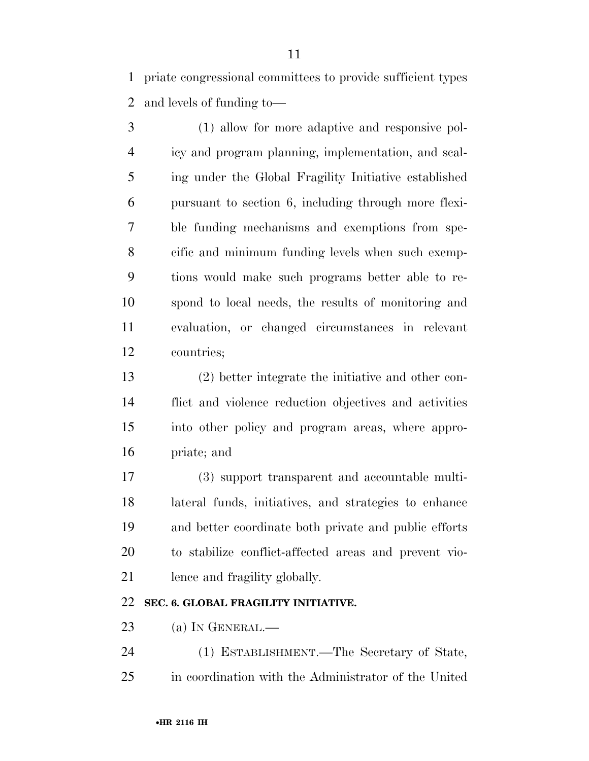priate congressional committees to provide sufficient types and levels of funding to—

(1) allow for more adaptive and responsive policy and program planning, implementation, and scaling under the Global Fragility Initiative established pursuant to section 6, including through more flexible funding mechanisms and exemptions from specific and minimum funding levels when such exemptions would make such programs better able to respond to local needs, the results of monitoring and evaluation, or changed circumstances in relevant countries;

(2) better integrate the initiative and other conflict and violence reduction objectives and activities into other policy and program areas, where appropriate; and

(3) support transparent and accountable multilateral funds, initiatives, and strategies to enhance and better coordinate both private and public efforts to stabilize conflict-affected areas and prevent violence and fragility globally.

**SEC. 6. GLOBAL FRAGILITY INITIATIVE.**

(a) IN GENERAL.—

(1) ESTABLISHMENT.—The Secretary of State, in coordination with the Administrator of the United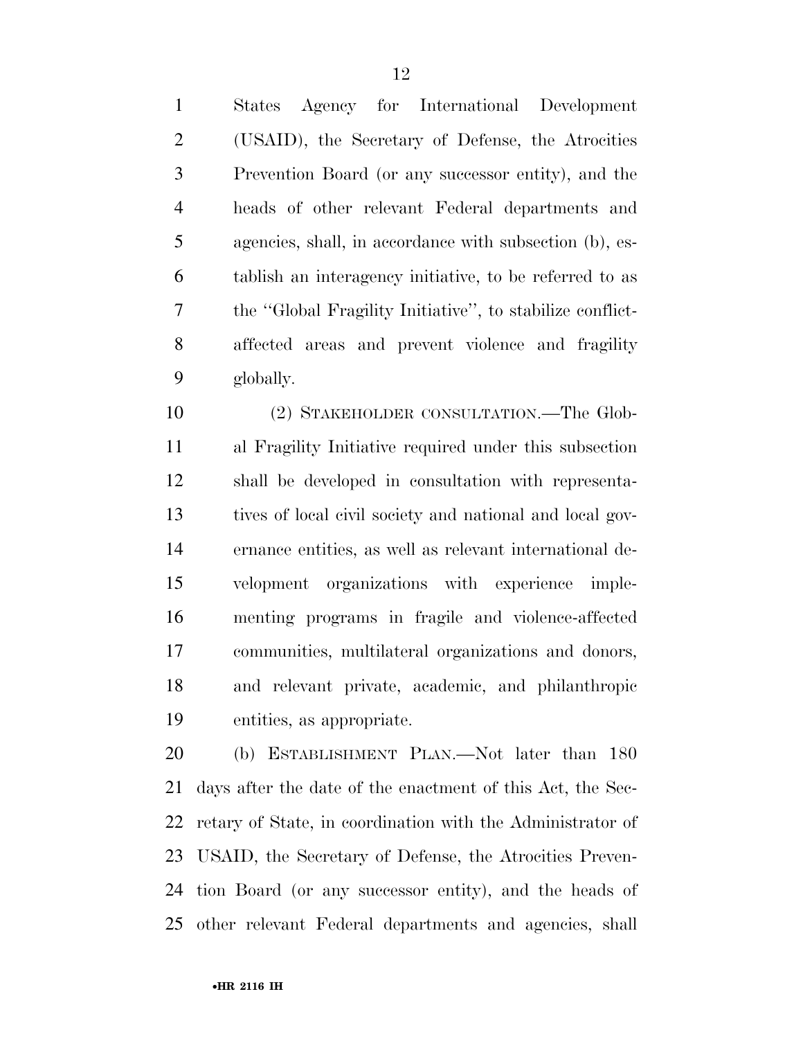States Agency for International Development (USAID), the Secretary of Defense, the Atrocities Prevention Board (or any successor entity), and the heads of other relevant Federal departments and agencies, shall, in accordance with subsection (b), establish an interagency initiative, to be referred to as the "Global Fragility Initiative", to stabilize conflict-affected areas and prevent violence and fragility globally.

(2) STAKEHOLDER CONSULTATION.—The Global Fragility Initiative required under this subsection shall be developed in consultation with representatives of local civil society and national and local governance entities, as well as relevant international development organizations with experience implementing programs in fragile and violence-affected communities, multilateral organizations and donors, and relevant private, academic, and philanthropic entities, as appropriate.

(b) ESTABLISHMENT PLAN.—Not later than 180 days after the date of the enactment of this Act, the Secretary of State, in coordination with the Administrator of USAID, the Secretary of Defense, the Atrocities Prevention Board (or any successor entity), and the heads of other relevant Federal departments and agencies, shall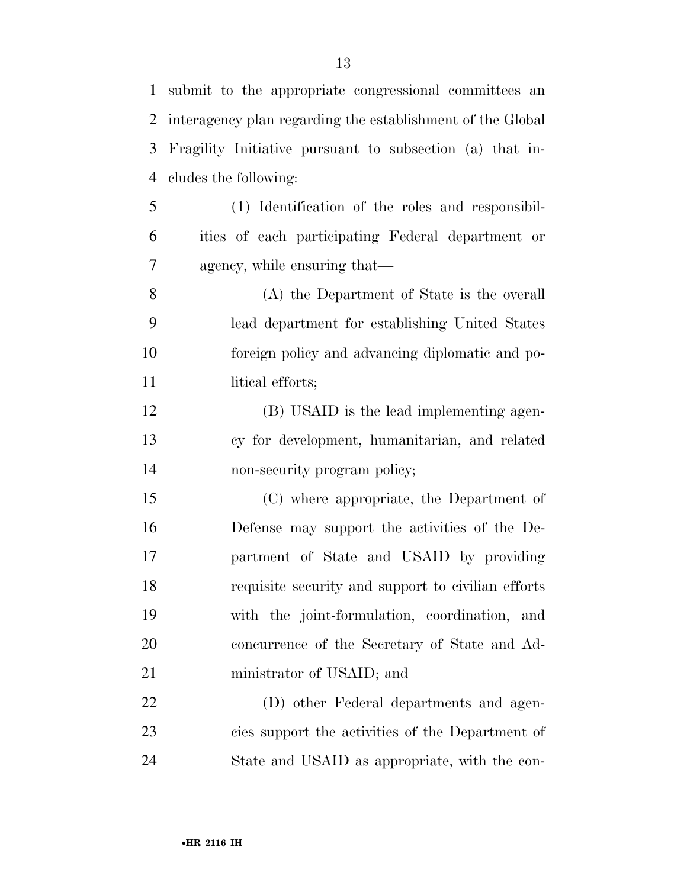submit to the appropriate congressional committees an interagency plan regarding the establishment of the Global Fragility Initiative pursuant to subsection (a) that includes the following:

(1) Identification of the roles and responsibilities of each participating Federal department or agency, while ensuring that—

(A) the Department of State is the overall lead department for establishing United States foreign policy and advancing diplomatic and political efforts;

(B) USAID is the lead implementing agency for development, humanitarian, and related non-security program policy;

(C) where appropriate, the Department of Defense may support the activities of the Department of State and USAID by providing requisite security and support to civilian efforts with the joint-formulation, coordination, and concurrence of the Secretary of State and Administrator of USAID; and

(D) other Federal departments and agencies support the activities of the Department of State and USAID as appropriate, with the con-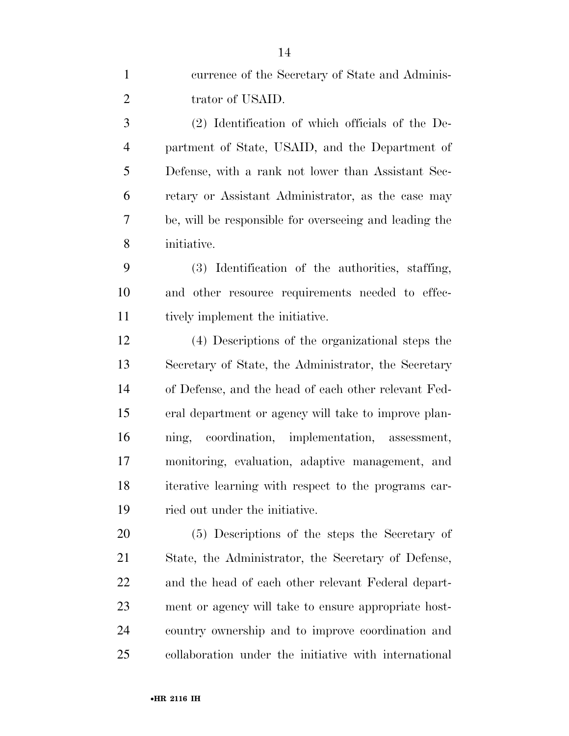currence of the Secretary of State and Administrator of USAID.

(2) Identification of which officials of the Department of State, USAID, and the Department of Defense, with a rank not lower than Assistant Secretary or Assistant Administrator, as the case may be, will be responsible for overseeing and leading the initiative.

(3) Identification of the authorities, staffing, and other resource requirements needed to effectively implement the initiative.

(4) Descriptions of the organizational steps the Secretary of State, the Administrator, the Secretary of Defense, and the head of each other relevant Federal department or agency will take to improve planning, coordination, implementation, assessment, monitoring, evaluation, adaptive management, and iterative learning with respect to the programs carried out under the initiative.

(5) Descriptions of the steps the Secretary of State, the Administrator, the Secretary of Defense, and the head of each other relevant Federal department or agency will take to ensure appropriate host-country ownership and to improve coordination and collaboration under the initiative with international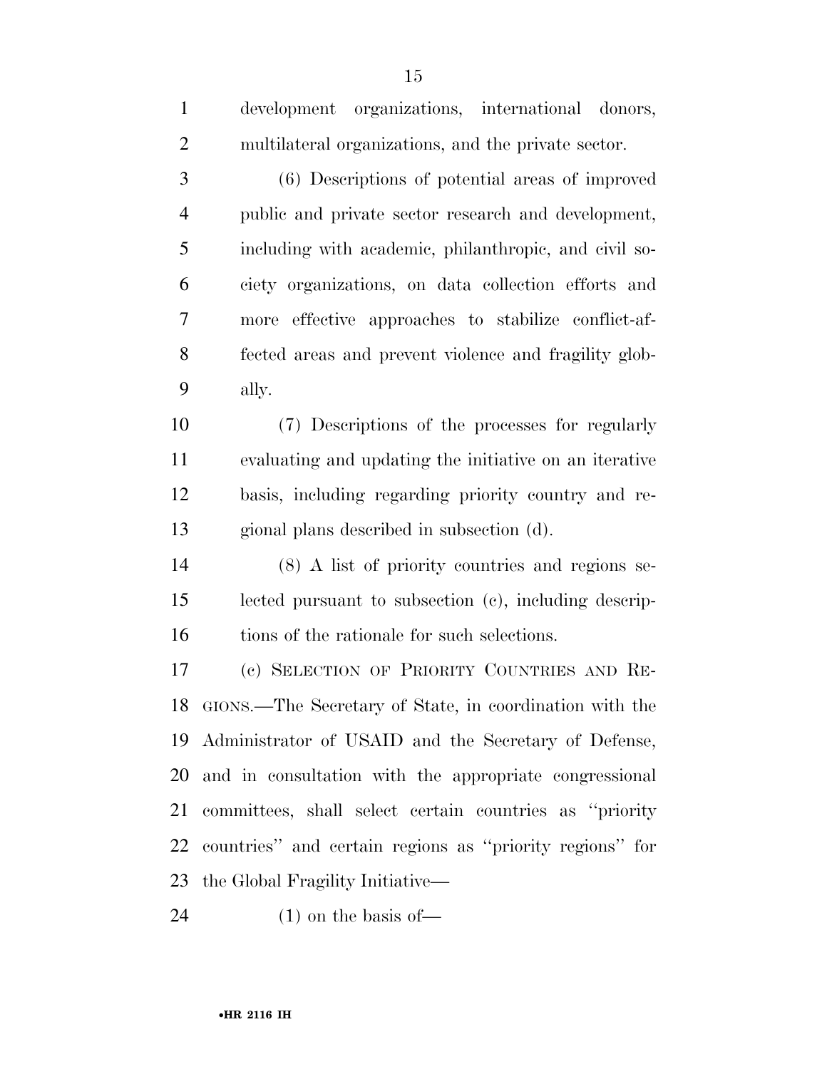development organizations, international donors, multilateral organizations, and the private sector.

(6) Descriptions of potential areas of improved public and private sector research and development, including with academic, philanthropic, and civil society organizations, on data collection efforts and more effective approaches to stabilize conflict-affected areas and prevent violence and fragility globally.

(7) Descriptions of the processes for regularly evaluating and updating the initiative on an iterative basis, including regarding priority country and regional plans described in subsection (d).

(8) A list of priority countries and regions selected pursuant to subsection (c), including descriptions of the rationale for such selections.

(c) SELECTION OF PRIORITY COUNTRIES AND REGIONS.—The Secretary of State, in coordination with the Administrator of USAID and the Secretary of Defense, and in consultation with the appropriate congressional committees, shall select certain countries as ''priority countries'' and certain regions as ''priority regions'' for the Global Fragility Initiative—

(1) on the basis of—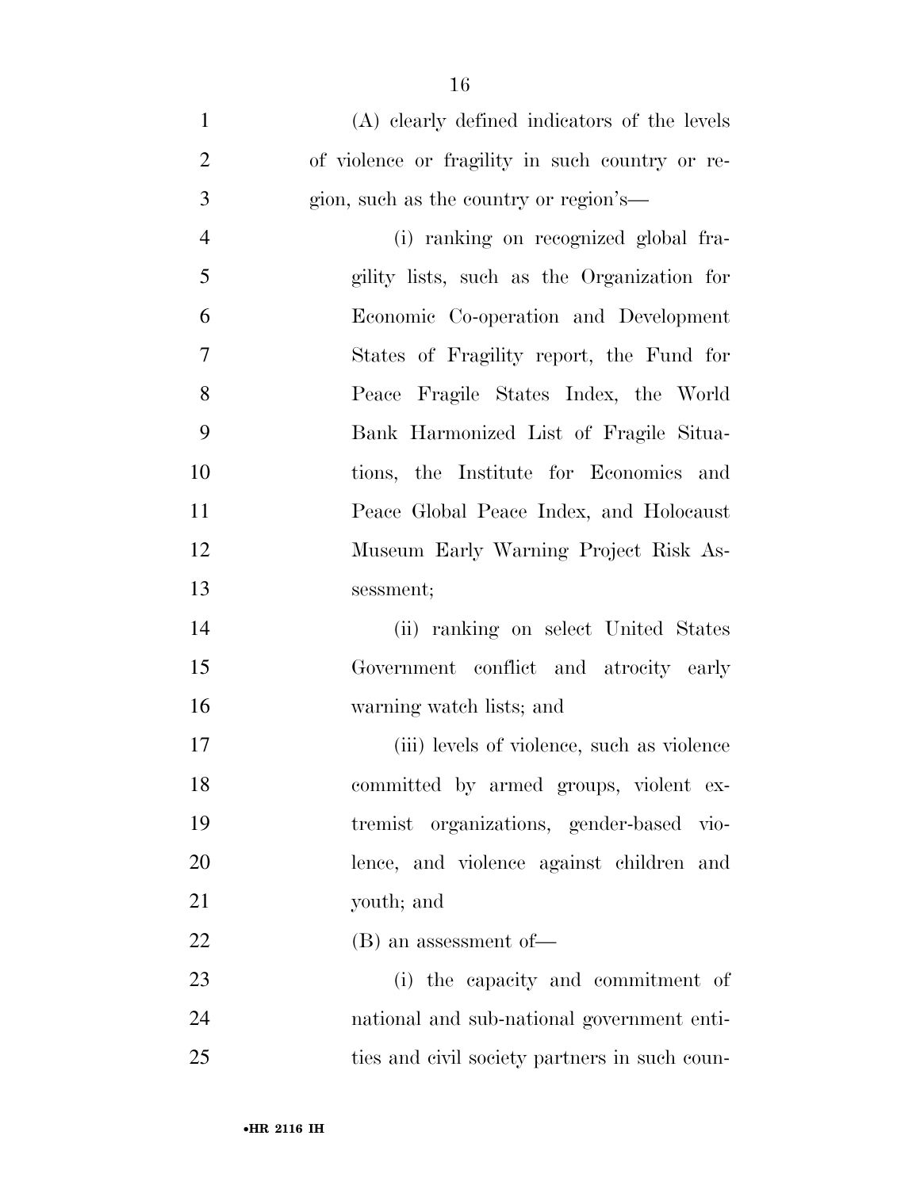(A) clearly defined indicators of the levels of violence or fragility in such country or region, such as the country or region's—

(i) ranking on recognized global fragility lists, such as the Organization for Economic Co-operation and Development States of Fragility report, the Fund for Peace Fragile States Index, the World Bank Harmonized List of Fragile Situations, the Institute for Economics and Peace Global Peace Index, and Holocaust Museum Early Warning Project Risk Assessment;

(ii) ranking on select United States Government conflict and atrocity early warning watch lists; and

(iii) levels of violence, such as violence committed by armed groups, violent extremist organizations, gender-based violence, and violence against children and youth; and

(B) an assessment of—

(i) the capacity and commitment of national and sub-national government entities and civil society partners in such coun-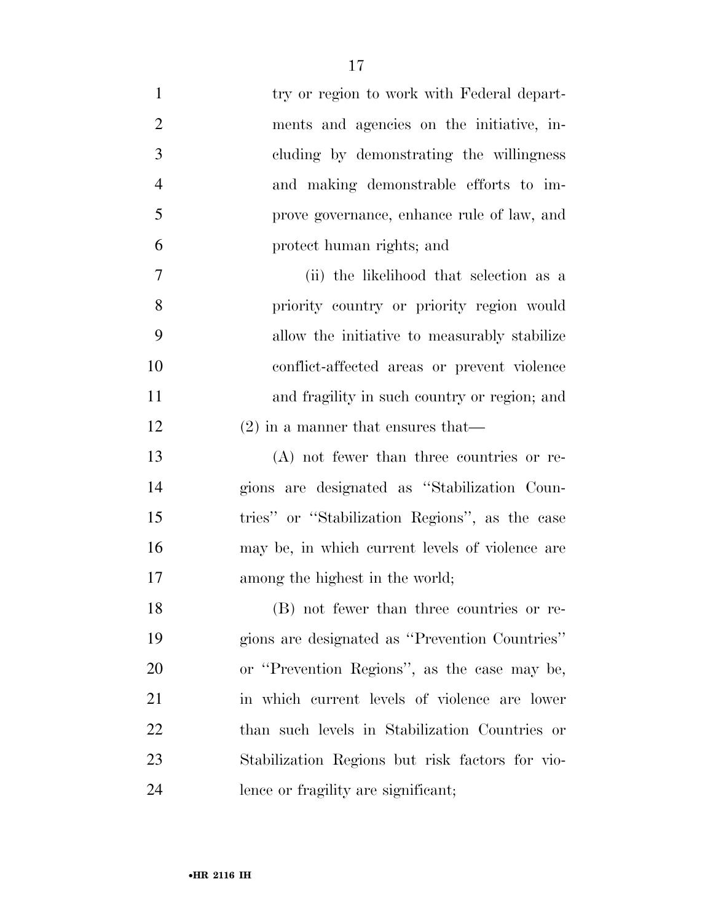try or region to work with Federal departments and agencies on the initiative, including by demonstrating the willingness and making demonstrable efforts to improve governance, enhance rule of law, and protect human rights; and

(ii) the likelihood that selection as a priority country or priority region would allow the initiative to measurably stabilize conflict-affected areas or prevent violence and fragility in such country or region; and

(2) in a manner that ensures that—

(A) not fewer than three countries or regions are designated as ''Stabilization Countries'' or ''Stabilization Regions'', as the case may be, in which current levels of violence are among the highest in the world;

(B) not fewer than three countries or regions are designated as ''Prevention Countries'' or ''Prevention Regions'', as the case may be, in which current levels of violence are lower than such levels in Stabilization Countries or Stabilization Regions but risk factors for violence or fragility are significant;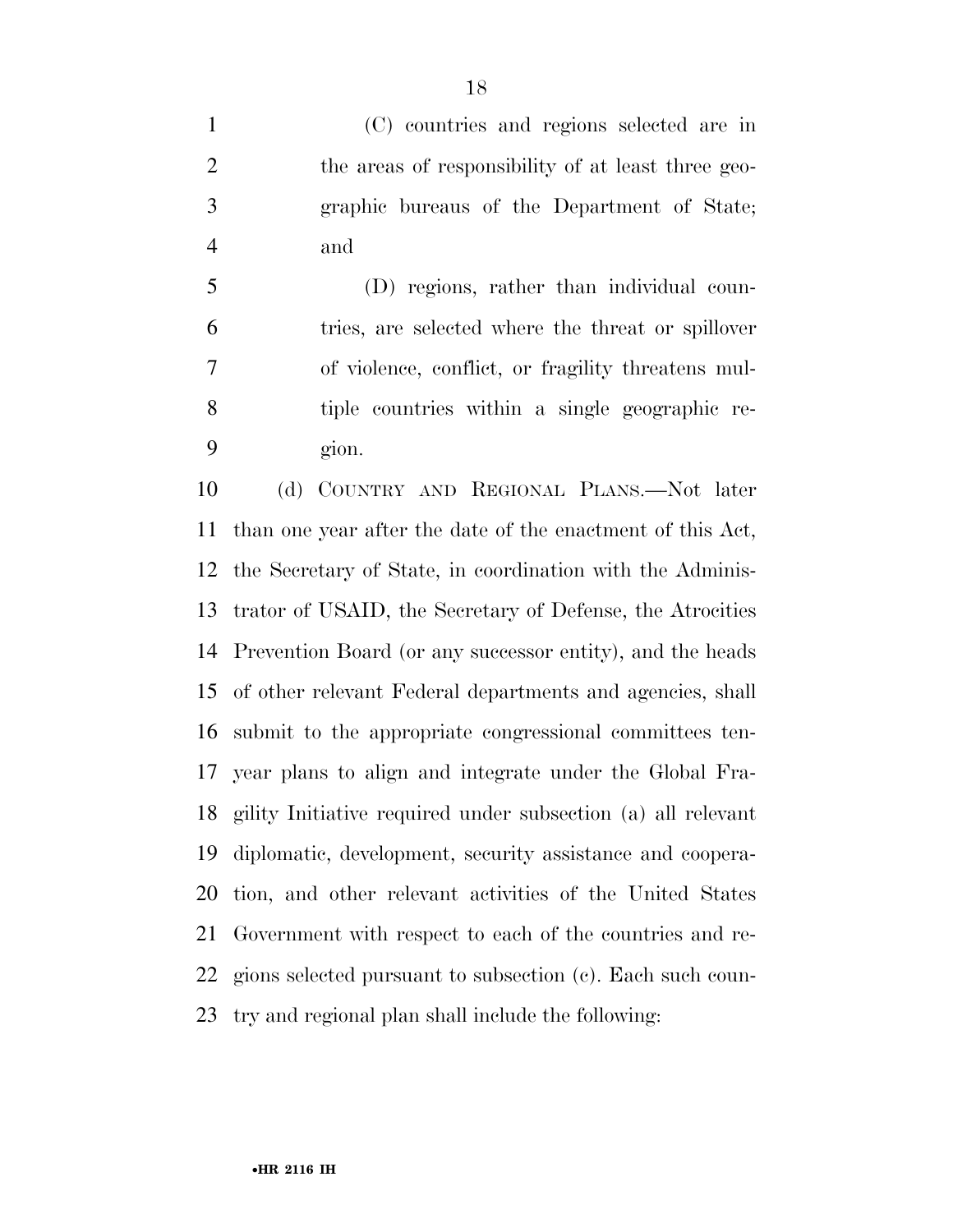(C) countries and regions selected are in the areas of responsibility of at least three geographic bureaus of the Department of State; and

(D) regions, rather than individual countries, are selected where the threat or spillover of violence, conflict, or fragility threatens multiple countries within a single geographic region.

(d) COUNTRY AND REGIONAL PLANS.—Not later than one year after the date of the enactment of this Act, the Secretary of State, in coordination with the Administrator of USAID, the Secretary of Defense, the Atrocities Prevention Board (or any successor entity), and the heads of other relevant Federal departments and agencies, shall submit to the appropriate congressional committees ten-year plans to align and integrate under the Global Fragility Initiative required under subsection (a) all relevant diplomatic, development, security assistance and cooperation, and other relevant activities of the United States Government with respect to each of the countries and regions selected pursuant to subsection (c). Each such country and regional plan shall include the following: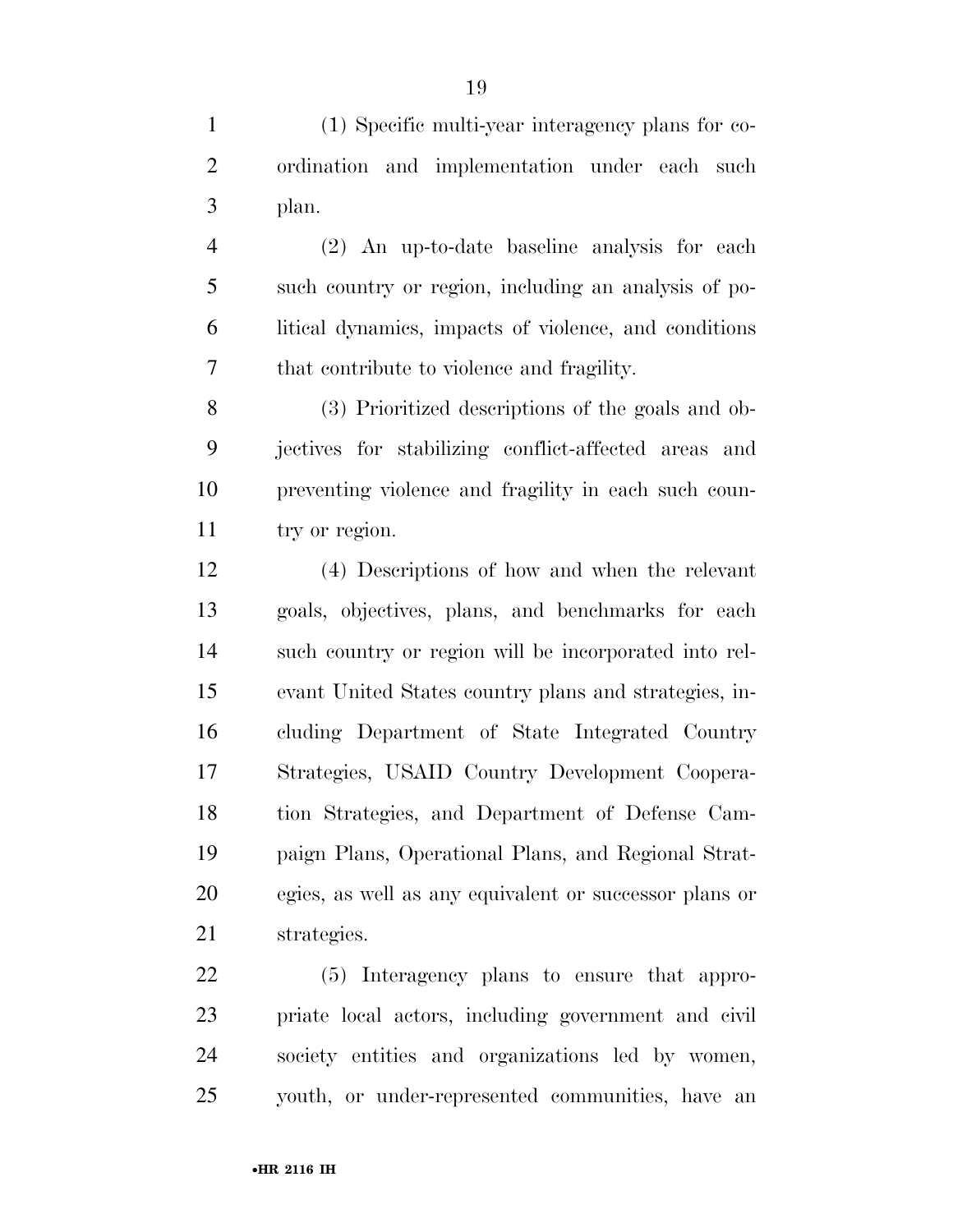(1) Specific multi-year interagency plans for coordination and implementation under each such plan.

(2) An up-to-date baseline analysis for each such country or region, including an analysis of political dynamics, impacts of violence, and conditions that contribute to violence and fragility.

(3) Prioritized descriptions of the goals and objectives for stabilizing conflict-affected areas and preventing violence and fragility in each such country or region.

(4) Descriptions of how and when the relevant goals, objectives, plans, and benchmarks for each such country or region will be incorporated into relevant United States country plans and strategies, including Department of State Integrated Country Strategies, USAID Country Development Cooperation Strategies, and Department of Defense Campaign Plans, Operational Plans, and Regional Strategies, as well as any equivalent or successor plans or strategies.

(5) Interagency plans to ensure that appropriate local actors, including government and civil society entities and organizations led by women, youth, or under-represented communities, have an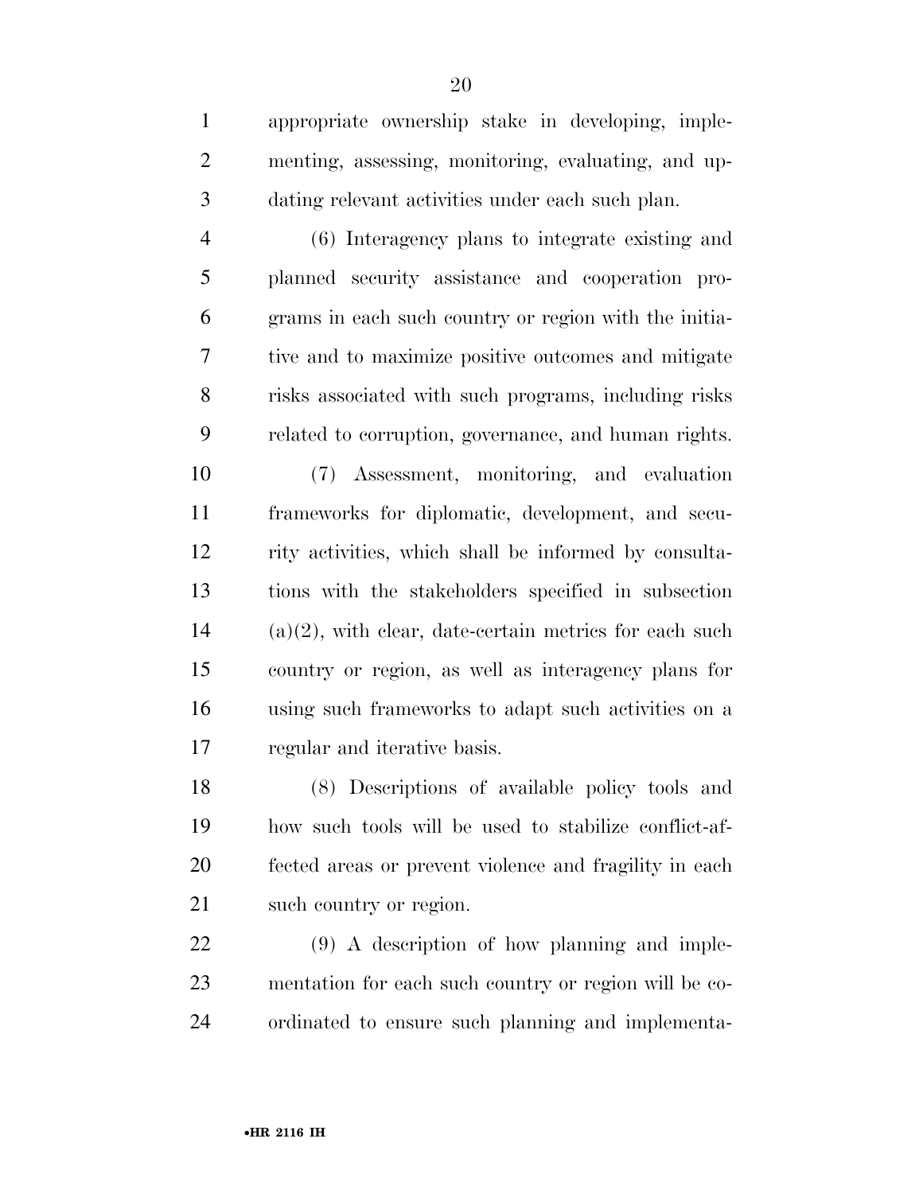appropriate ownership stake in developing, implementing, assessing, monitoring, evaluating, and updating relevant activities under each such plan.

(6) Interagency plans to integrate existing and planned security assistance and cooperation programs in each such country or region with the initiative and to maximize positive outcomes and mitigate risks associated with such programs, including risks related to corruption, governance, and human rights.

(7) Assessment, monitoring, and evaluation frameworks for diplomatic, development, and security activities, which shall be informed by consultations with the stakeholders specified in subsection (a)(2), with clear, date-certain metrics for each such country or region, as well as interagency plans for using such frameworks to adapt such activities on a regular and iterative basis.

(8) Descriptions of available policy tools and how such tools will be used to stabilize conflict-affected areas or prevent violence and fragility in each such country or region.

(9) A description of how planning and implementation for each such country or region will be coordinated to ensure such planning and implementa-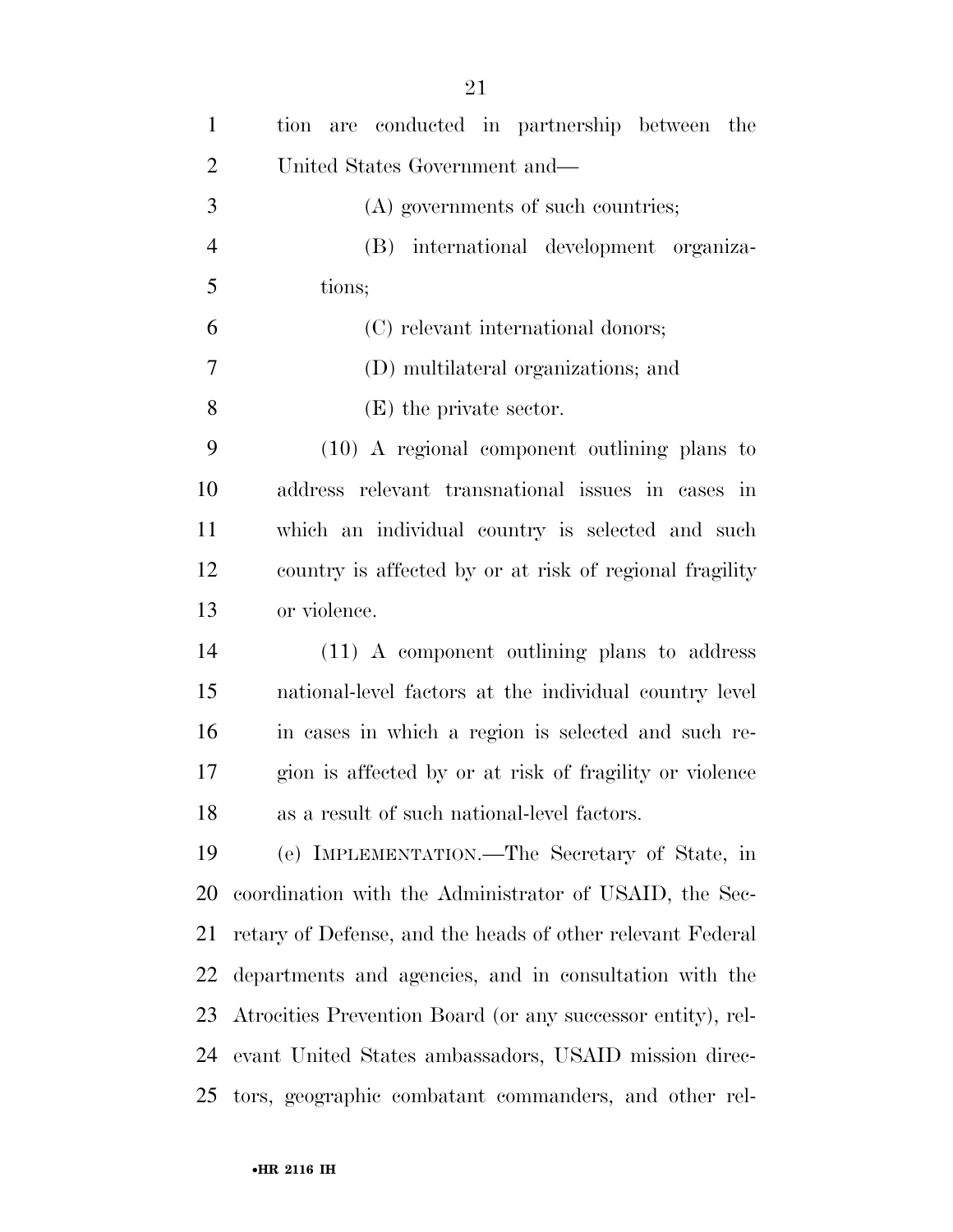tion are conducted in partnership between the United States Government and—

(A) governments of such countries;

(B) international development organizations;

(C) relevant international donors;

(D) multilateral organizations; and

(E) the private sector.

(10) A regional component outlining plans to address relevant transnational issues in cases in which an individual country is selected and such country is affected by or at risk of regional fragility or violence.

(11) A component outlining plans to address national-level factors at the individual country level in cases in which a region is selected and such region is affected by or at risk of fragility or violence as a result of such national-level factors.

(e) IMPLEMENTATION.—The Secretary of State, in coordination with the Administrator of USAID, the Secretary of Defense, and the heads of other relevant Federal departments and agencies, and in consultation with the Atrocities Prevention Board (or any successor entity), relevant United States ambassadors, USAID mission directors, geographic combatant commanders, and other rel-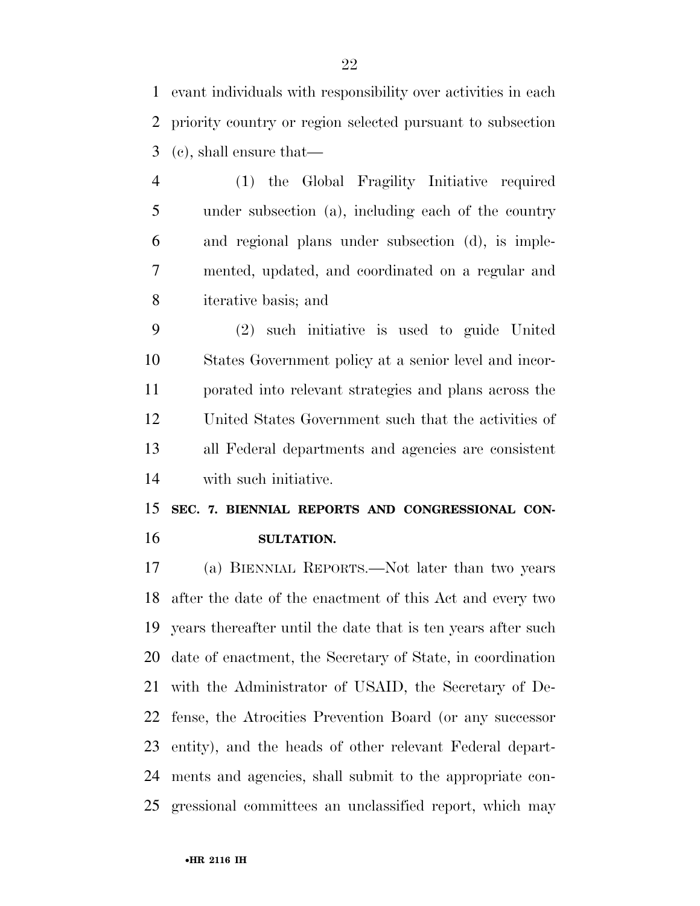evant individuals with responsibility over activities in each priority country or region selected pursuant to subsection (c), shall ensure that—

(1) the Global Fragility Initiative required under subsection (a), including each of the country and regional plans under subsection (d), is implemented, updated, and coordinated on a regular and iterative basis; and

(2) such initiative is used to guide United States Government policy at a senior level and incorporated into relevant strategies and plans across the United States Government such that the activities of all Federal departments and agencies are consistent with such initiative.

## SEC. 7. BIENNIAL REPORTS AND CONGRESSIONAL CONSULTATION.

(a) BIENNIAL REPORTS.—Not later than two years after the date of the enactment of this Act and every two years thereafter until the date that is ten years after such date of enactment, the Secretary of State, in coordination with the Administrator of USAID, the Secretary of Defense, the Atrocities Prevention Board (or any successor entity), and the heads of other relevant Federal departments and agencies, shall submit to the appropriate congressional committees an unclassified report, which may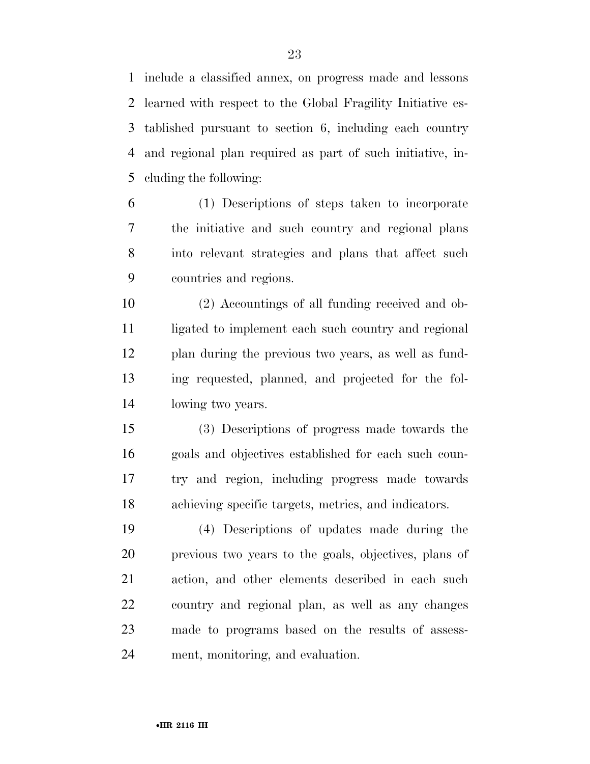include a classified annex, on progress made and lessons learned with respect to the Global Fragility Initiative established pursuant to section 6, including each country and regional plan required as part of such initiative, including the following:

(1) Descriptions of steps taken to incorporate the initiative and such country and regional plans into relevant strategies and plans that affect such countries and regions.

(2) Accountings of all funding received and obligated to implement each such country and regional plan during the previous two years, as well as funding requested, planned, and projected for the following two years.

(3) Descriptions of progress made towards the goals and objectives established for each such country and region, including progress made towards achieving specific targets, metrics, and indicators.

(4) Descriptions of updates made during the previous two years to the goals, objectives, plans of action, and other elements described in each such country and regional plan, as well as any changes made to programs based on the results of assessment, monitoring, and evaluation.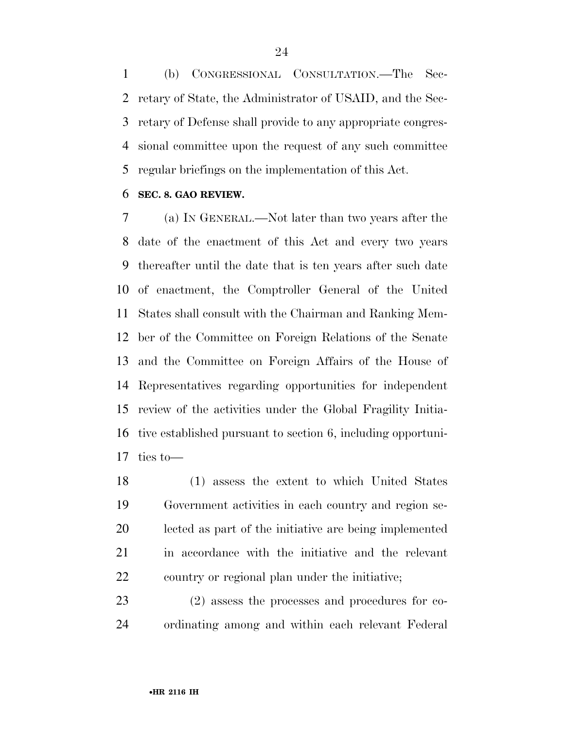(b) CONGRESSIONAL CONSULTATION.—The Secretary of State, the Administrator of USAID, and the Secretary of Defense shall provide to any appropriate congressional committee upon the request of any such committee regular briefings on the implementation of this Act.

**SEC. 8. GAO REVIEW.**

(a) IN GENERAL.—Not later than two years after the date of the enactment of this Act and every two years thereafter until the date that is ten years after such date of enactment, the Comptroller General of the United States shall consult with the Chairman and Ranking Member of the Committee on Foreign Relations of the Senate and the Committee on Foreign Affairs of the House of Representatives regarding opportunities for independent review of the activities under the Global Fragility Initiative established pursuant to section 6, including opportunities to—

(1) assess the extent to which United States Government activities in each country and region selected as part of the initiative are being implemented in accordance with the initiative and the relevant country or regional plan under the initiative;

(2) assess the processes and procedures for coordinating among and within each relevant Federal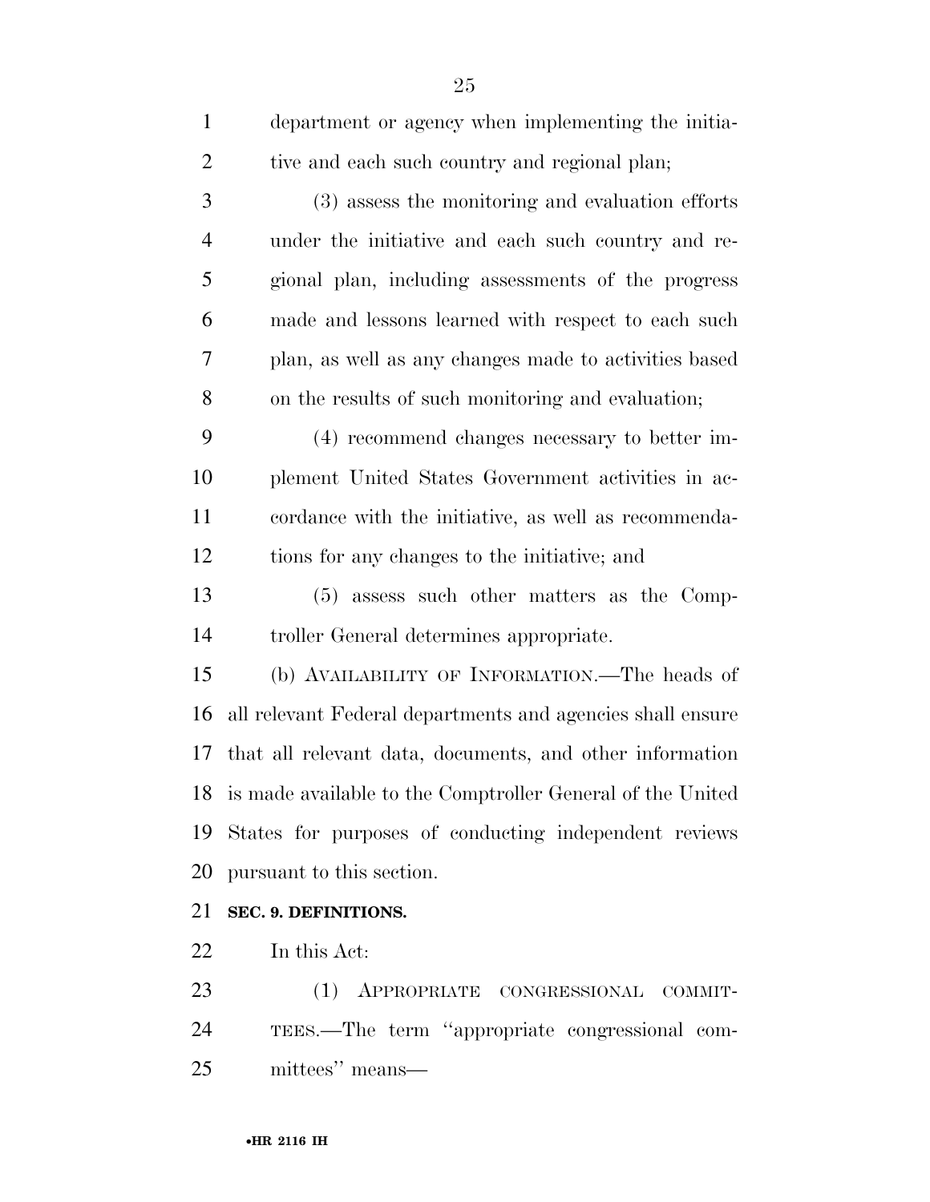department or agency when implementing the initiative and each such country and regional plan;

(3) assess the monitoring and evaluation efforts under the initiative and each such country and regional plan, including assessments of the progress made and lessons learned with respect to each such plan, as well as any changes made to activities based on the results of such monitoring and evaluation;

(4) recommend changes necessary to better implement United States Government activities in accordance with the initiative, as well as recommendations for any changes to the initiative; and

(5) assess such other matters as the Comptroller General determines appropriate.

(b) AVAILABILITY OF INFORMATION.—The heads of all relevant Federal departments and agencies shall ensure that all relevant data, documents, and other information is made available to the Comptroller General of the United States for purposes of conducting independent reviews pursuant to this section.

**SEC. 9. DEFINITIONS.**

In this Act:

(1) APPROPRIATE CONGRESSIONAL COMMITTEES.—The term "appropriate congressional committees" means—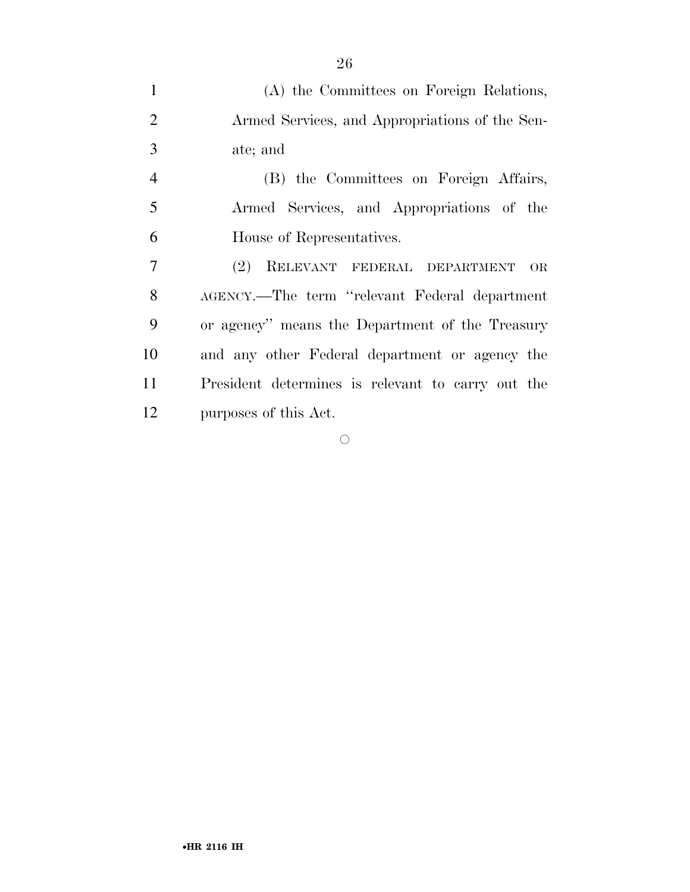(A) the Committees on Foreign Relations, Armed Services, and Appropriations of the Senate; and

(B) the Committees on Foreign Affairs, Armed Services, and Appropriations of the House of Representatives.

(2) RELEVANT FEDERAL DEPARTMENT OR AGENCY.—The term "relevant Federal department or agency" means the Department of the Treasury and any other Federal department or agency the President determines is relevant to carry out the purposes of this Act.

○